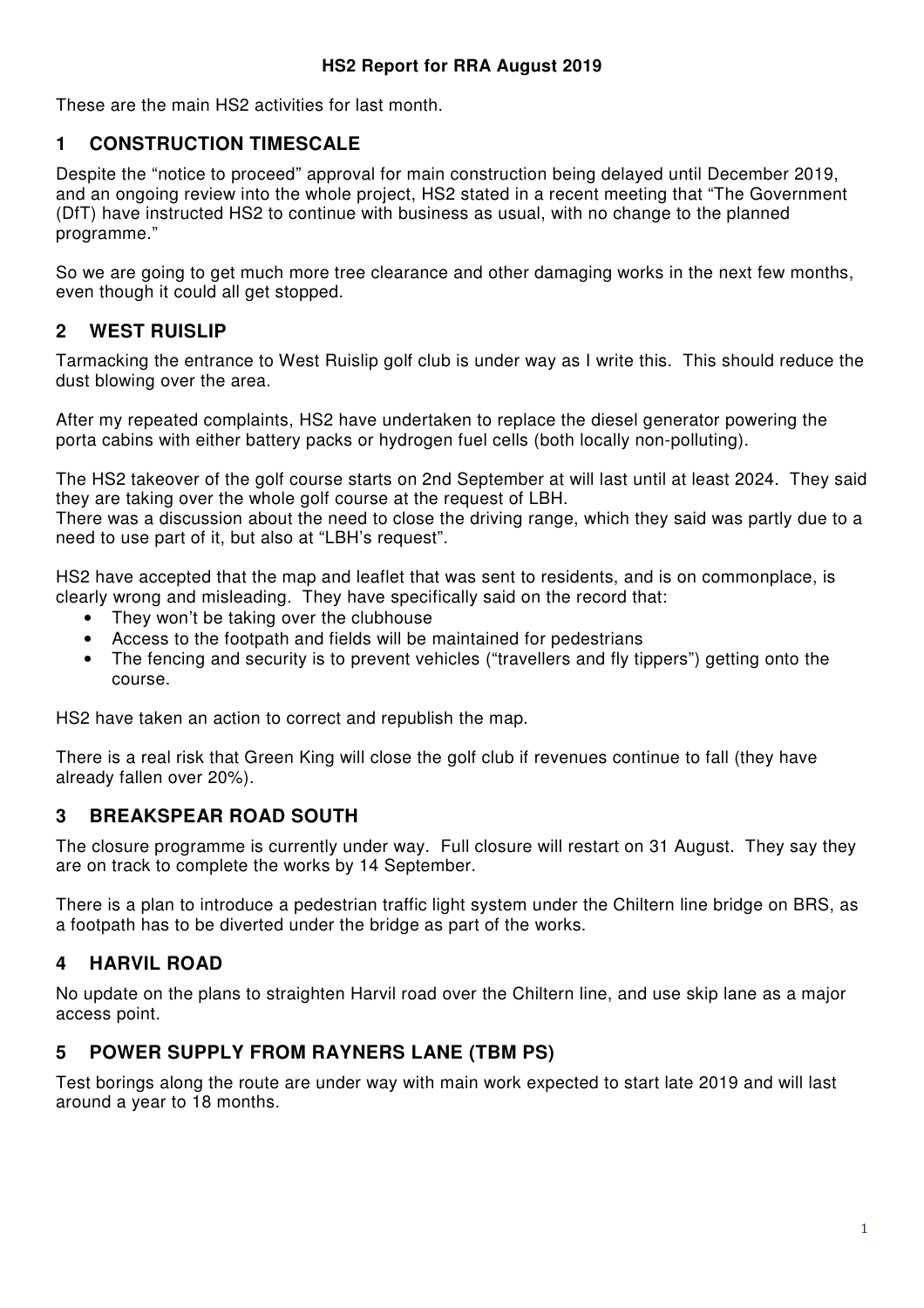**HS2 Report for RRA August 2019**

These are the main HS2 activities for last month.

## 1 CONSTRUCTION TIMESCALE

Despite the "notice to proceed" approval for main construction being delayed until December 2019, and an ongoing review into the whole project, HS2 stated in a recent meeting that "The Government (DfT) have instructed HS2 to continue with business as usual, with no change to the planned programme."

So we are going to get much more tree clearance and other damaging works in the next few months, even though it could all get stopped.

## 2 WEST RUISLIP

Tarmacking the entrance to West Ruislip golf club is under way as I write this. This should reduce the dust blowing over the area.

After my repeated complaints, HS2 have undertaken to replace the diesel generator powering the porta cabins with either battery packs or hydrogen fuel cells (both locally non-polluting).

The HS2 takeover of the golf course starts on 2nd September at will last until at least 2024. They said they are taking over the whole golf course at the request of LBH.
There was a discussion about the need to close the driving range, which they said was partly due to a need to use part of it, but also at "LBH's request".

HS2 have accepted that the map and leaflet that was sent to residents, and is on commonplace, is clearly wrong and misleading. They have specifically said on the record that:

- They won't be taking over the clubhouse
- Access to the footpath and fields will be maintained for pedestrians
- The fencing and security is to prevent vehicles ("travellers and fly tippers") getting onto the course.

HS2 have taken an action to correct and republish the map.

There is a real risk that Green King will close the golf club if revenues continue to fall (they have already fallen over 20%).

## 3 BREAKSPEAR ROAD SOUTH

The closure programme is currently under way. Full closure will restart on 31 August. They say they are on track to complete the works by 14 September.

There is a plan to introduce a pedestrian traffic light system under the Chiltern line bridge on BRS, as a footpath has to be diverted under the bridge as part of the works.

## 4 HARVIL ROAD

No update on the plans to straighten Harvil road over the Chiltern line, and use skip lane as a major access point.

## 5 POWER SUPPLY FROM RAYNERS LANE (TBM PS)

Test borings along the route are under way with main work expected to start late 2019 and will last around a year to 18 months.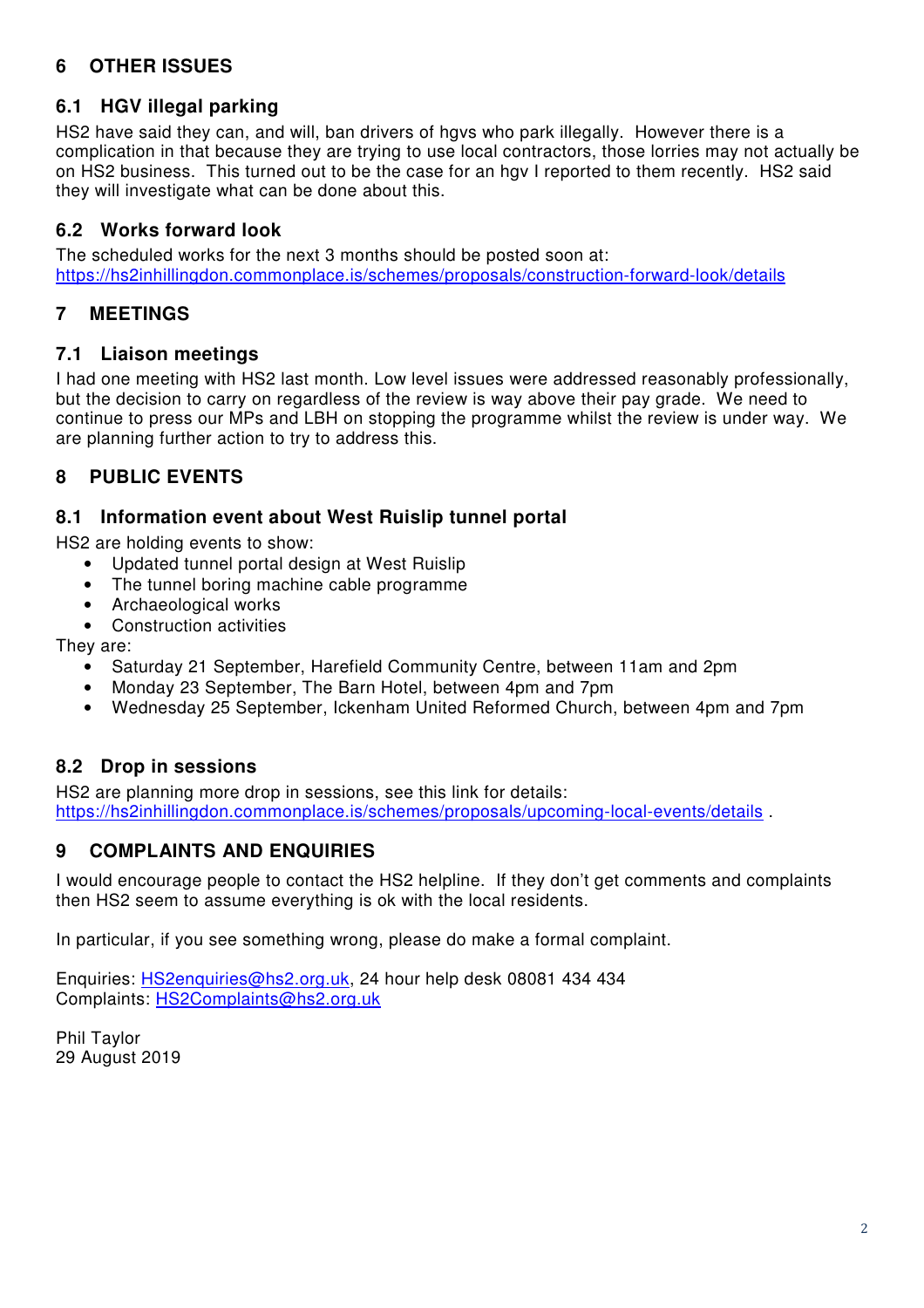## 6 OTHER ISSUES

### 6.1 HGV illegal parking

HS2 have said they can, and will, ban drivers of hgvs who park illegally. However there is a complication in that because they are trying to use local contractors, those lorries may not actually be on HS2 business. This turned out to be the case for an hgv I reported to them recently. HS2 said they will investigate what can be done about this.

### 6.2 Works forward look

The scheduled works for the next 3 months should be posted soon at:
https://hs2inhillingdon.commonplace.is/schemes/proposals/construction-forward-look/details

## 7 MEETINGS

### 7.1 Liaison meetings

I had one meeting with HS2 last month. Low level issues were addressed reasonably professionally, but the decision to carry on regardless of the review is way above their pay grade. We need to continue to press our MPs and LBH on stopping the programme whilst the review is under way. We are planning further action to try to address this.

## 8 PUBLIC EVENTS

### 8.1 Information event about West Ruislip tunnel portal

HS2 are holding events to show:

- Updated tunnel portal design at West Ruislip
- The tunnel boring machine cable programme
- Archaeological works
- Construction activities

They are:

- Saturday 21 September, Harefield Community Centre, between 11am and 2pm
- Monday 23 September, The Barn Hotel, between 4pm and 7pm
- Wednesday 25 September, Ickenham United Reformed Church, between 4pm and 7pm

### 8.2 Drop in sessions

HS2 are planning more drop in sessions, see this link for details:
https://hs2inhillingdon.commonplace.is/schemes/proposals/upcoming-local-events/details .

## 9 COMPLAINTS AND ENQUIRIES

I would encourage people to contact the HS2 helpline. If they don't get comments and complaints then HS2 seem to assume everything is ok with the local residents.

In particular, if you see something wrong, please do make a formal complaint.

Enquiries: HS2enquiries@hs2.org.uk, 24 hour help desk 08081 434 434
Complaints: HS2Complaints@hs2.org.uk

Phil Taylor
29 August 2019